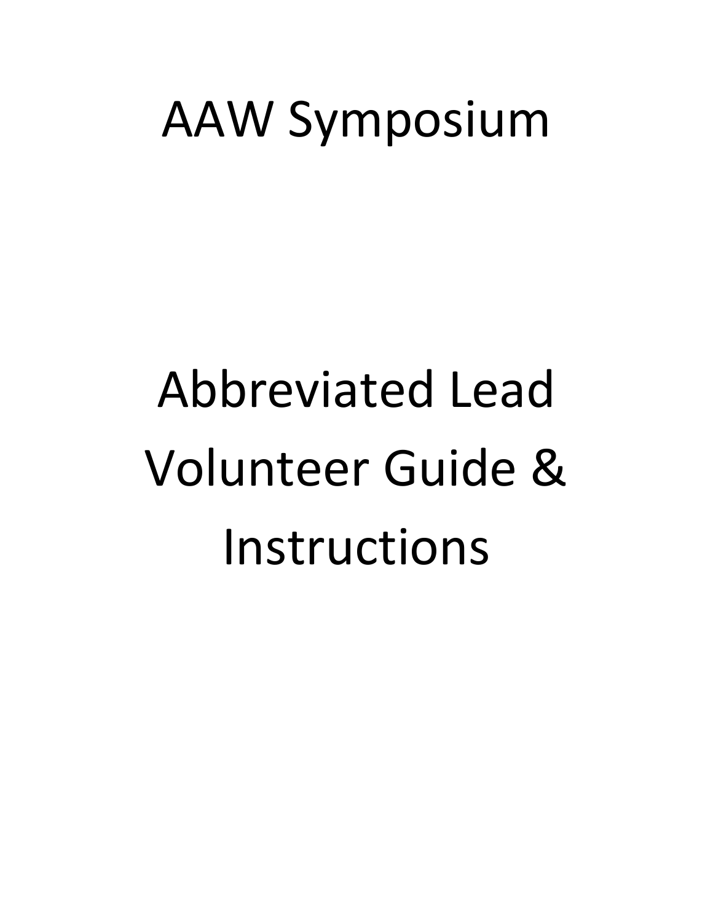# AAW Symposium

# Abbreviated Lead Volunteer Guide & Instructions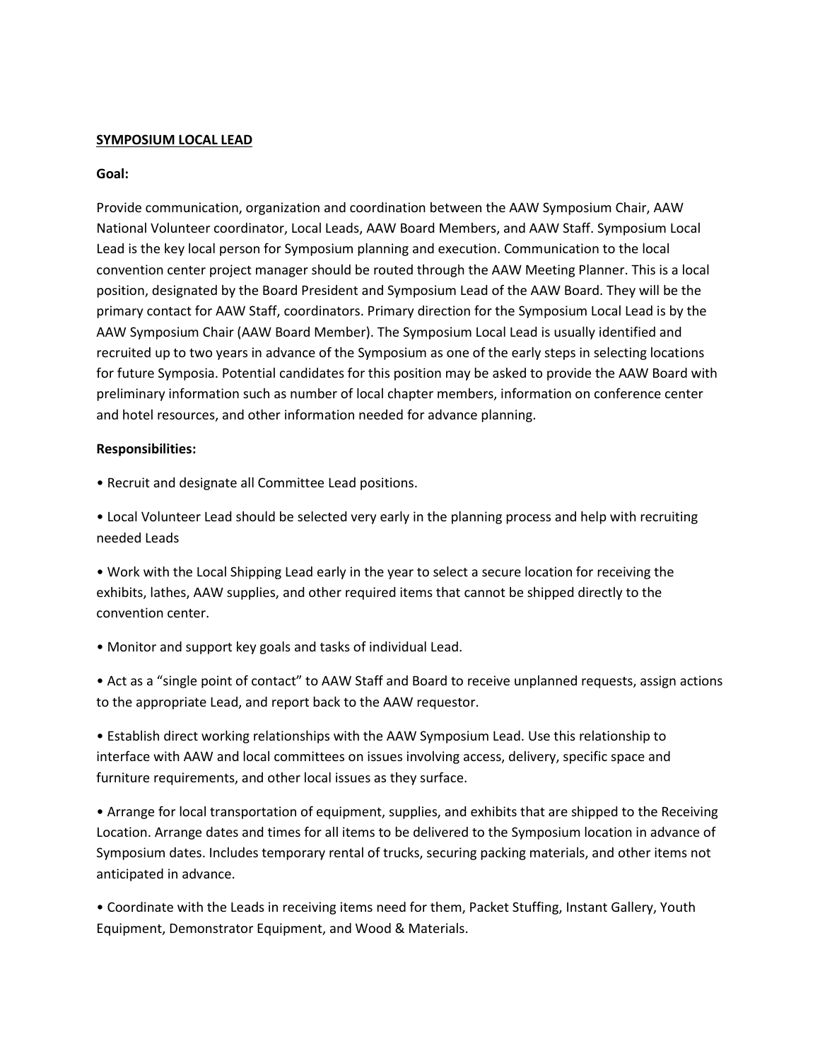**SYMPOSIUM LOCAL LEAD**

**Goal:**

Provide communication, organization and coordination between the AAW Symposium Chair, AAW National Volunteer coordinator, Local Leads, AAW Board Members, and AAW Staff. Symposium Local Lead is the key local person for Symposium planning and execution. Communication to the local convention center project manager should be routed through the AAW Meeting Planner. This is a local position, designated by the Board President and Symposium Lead of the AAW Board. They will be the primary contact for AAW Staff, coordinators. Primary direction for the Symposium Local Lead is by the AAW Symposium Chair (AAW Board Member). The Symposium Local Lead is usually identified and recruited up to two years in advance of the Symposium as one of the early steps in selecting locations for future Symposia. Potential candidates for this position may be asked to provide the AAW Board with preliminary information such as number of local chapter members, information on conference center and hotel resources, and other information needed for advance planning.

**Responsibilities:**

- Recruit and designate all Committee Lead positions.
- Local Volunteer Lead should be selected very early in the planning process and help with recruiting needed Leads
- Work with the Local Shipping Lead early in the year to select a secure location for receiving the exhibits, lathes, AAW supplies, and other required items that cannot be shipped directly to the convention center.
- Monitor and support key goals and tasks of individual Lead.
- Act as a "single point of contact" to AAW Staff and Board to receive unplanned requests, assign actions to the appropriate Lead, and report back to the AAW requestor.
- Establish direct working relationships with the AAW Symposium Lead. Use this relationship to interface with AAW and local committees on issues involving access, delivery, specific space and furniture requirements, and other local issues as they surface.
- Arrange for local transportation of equipment, supplies, and exhibits that are shipped to the Receiving Location. Arrange dates and times for all items to be delivered to the Symposium location in advance of Symposium dates. Includes temporary rental of trucks, securing packing materials, and other items not anticipated in advance.
- Coordinate with the Leads in receiving items need for them, Packet Stuffing, Instant Gallery, Youth Equipment, Demonstrator Equipment, and Wood & Materials.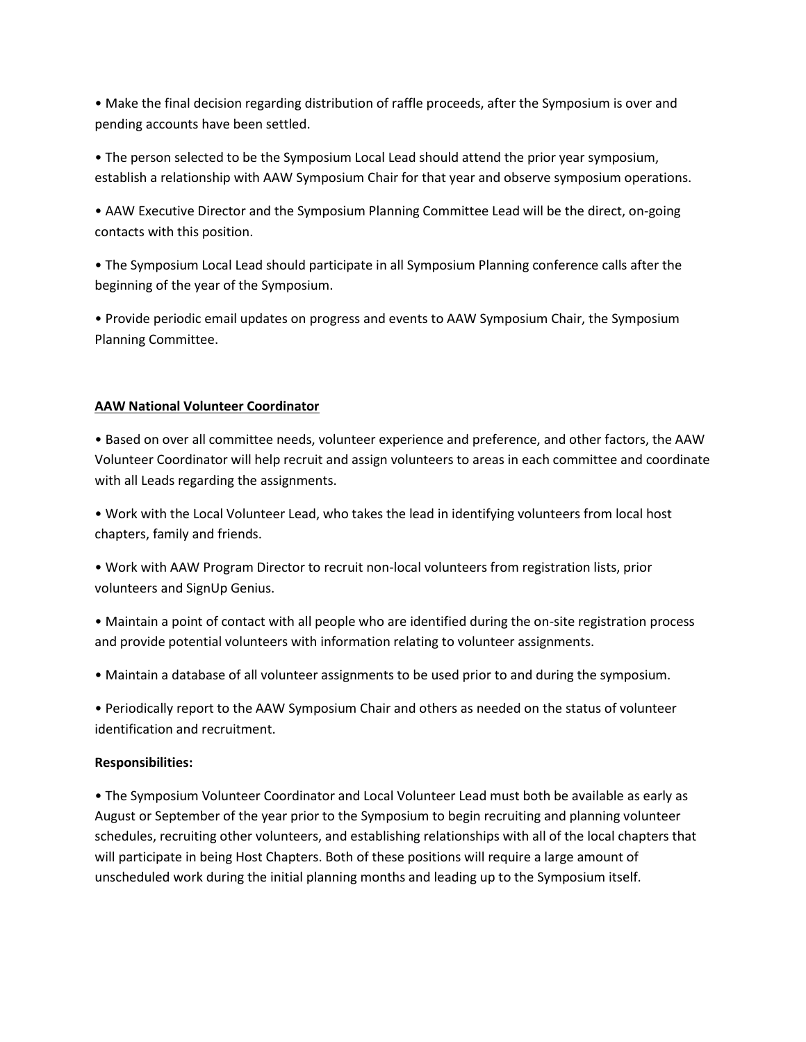- Make the final decision regarding distribution of raffle proceeds, after the Symposium is over and pending accounts have been settled.

- The person selected to be the Symposium Local Lead should attend the prior year symposium, establish a relationship with AAW Symposium Chair for that year and observe symposium operations.

- AAW Executive Director and the Symposium Planning Committee Lead will be the direct, on-going contacts with this position.

- The Symposium Local Lead should participate in all Symposium Planning conference calls after the beginning of the year of the Symposium.

- Provide periodic email updates on progress and events to AAW Symposium Chair, the Symposium Planning Committee.

**AAW National Volunteer Coordinator**

- Based on over all committee needs, volunteer experience and preference, and other factors, the AAW Volunteer Coordinator will help recruit and assign volunteers to areas in each committee and coordinate with all Leads regarding the assignments.

- Work with the Local Volunteer Lead, who takes the lead in identifying volunteers from local host chapters, family and friends.

- Work with AAW Program Director to recruit non-local volunteers from registration lists, prior volunteers and SignUp Genius.

- Maintain a point of contact with all people who are identified during the on-site registration process and provide potential volunteers with information relating to volunteer assignments.

- Maintain a database of all volunteer assignments to be used prior to and during the symposium.

- Periodically report to the AAW Symposium Chair and others as needed on the status of volunteer identification and recruitment.

**Responsibilities:**

- The Symposium Volunteer Coordinator and Local Volunteer Lead must both be available as early as August or September of the year prior to the Symposium to begin recruiting and planning volunteer schedules, recruiting other volunteers, and establishing relationships with all of the local chapters that will participate in being Host Chapters. Both of these positions will require a large amount of unscheduled work during the initial planning months and leading up to the Symposium itself.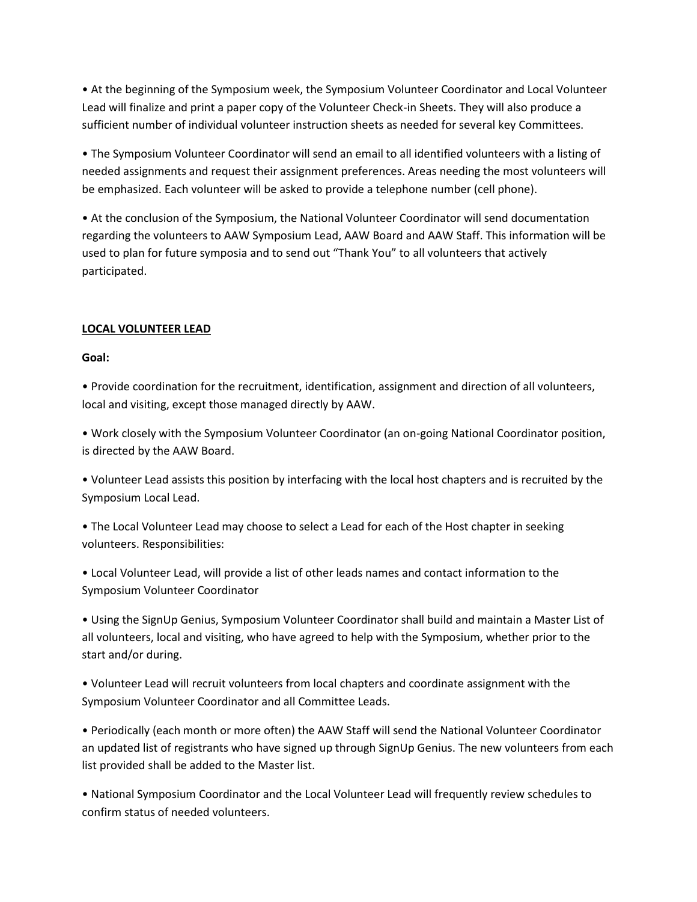• At the beginning of the Symposium week, the Symposium Volunteer Coordinator and Local Volunteer Lead will finalize and print a paper copy of the Volunteer Check-in Sheets. They will also produce a sufficient number of individual volunteer instruction sheets as needed for several key Committees.

• The Symposium Volunteer Coordinator will send an email to all identified volunteers with a listing of needed assignments and request their assignment preferences. Areas needing the most volunteers will be emphasized. Each volunteer will be asked to provide a telephone number (cell phone).

• At the conclusion of the Symposium, the National Volunteer Coordinator will send documentation regarding the volunteers to AAW Symposium Lead, AAW Board and AAW Staff. This information will be used to plan for future symposia and to send out "Thank You" to all volunteers that actively participated.

**LOCAL VOLUNTEER LEAD**

**Goal:**

• Provide coordination for the recruitment, identification, assignment and direction of all volunteers, local and visiting, except those managed directly by AAW.

• Work closely with the Symposium Volunteer Coordinator (an on-going National Coordinator position, is directed by the AAW Board.

• Volunteer Lead assists this position by interfacing with the local host chapters and is recruited by the Symposium Local Lead.

• The Local Volunteer Lead may choose to select a Lead for each of the Host chapter in seeking volunteers. Responsibilities:

• Local Volunteer Lead, will provide a list of other leads names and contact information to the Symposium Volunteer Coordinator

• Using the SignUp Genius, Symposium Volunteer Coordinator shall build and maintain a Master List of all volunteers, local and visiting, who have agreed to help with the Symposium, whether prior to the start and/or during.

• Volunteer Lead will recruit volunteers from local chapters and coordinate assignment with the Symposium Volunteer Coordinator and all Committee Leads.

• Periodically (each month or more often) the AAW Staff will send the National Volunteer Coordinator an updated list of registrants who have signed up through SignUp Genius. The new volunteers from each list provided shall be added to the Master list.

• National Symposium Coordinator and the Local Volunteer Lead will frequently review schedules to confirm status of needed volunteers.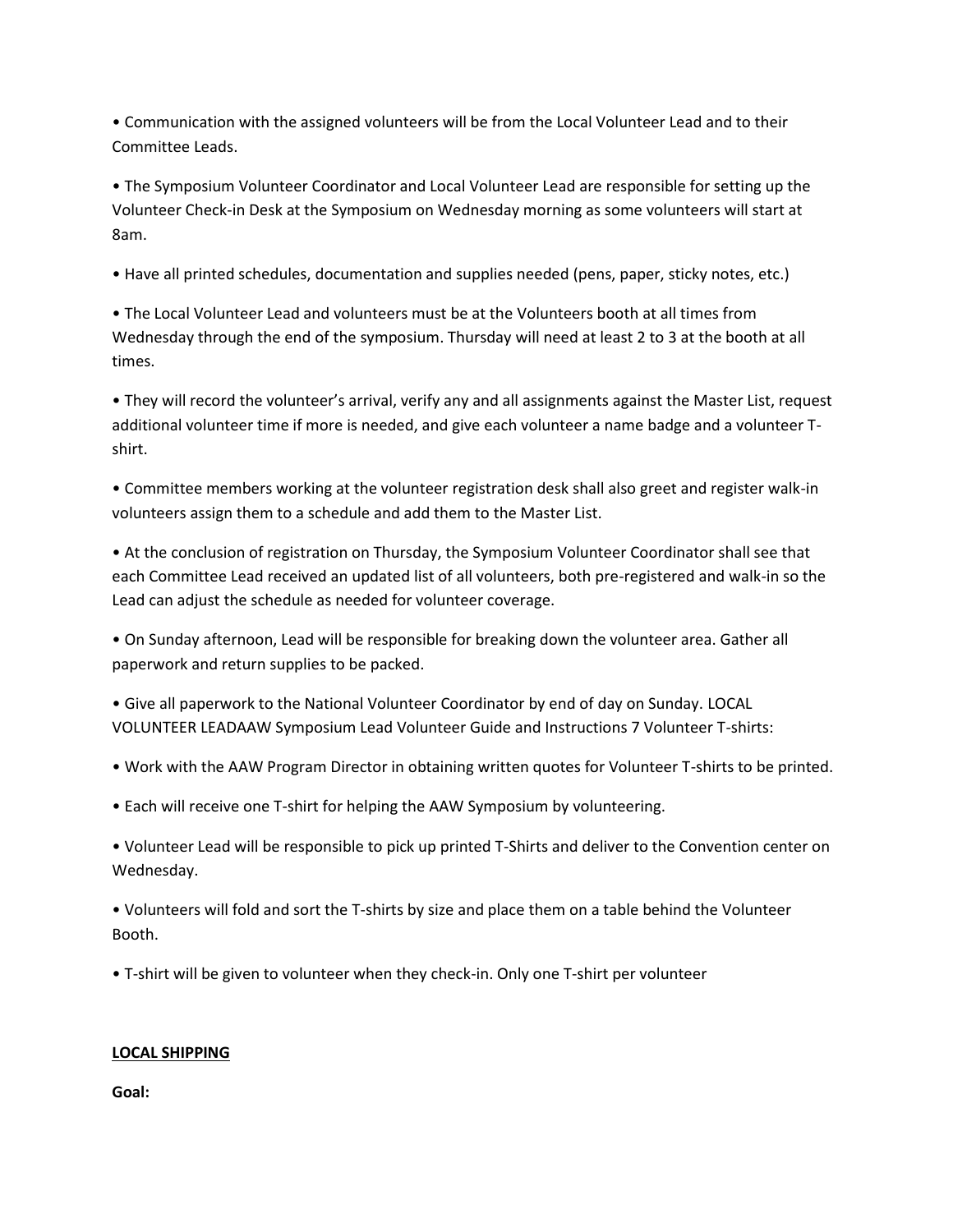- Communication with the assigned volunteers will be from the Local Volunteer Lead and to their Committee Leads.
- The Symposium Volunteer Coordinator and Local Volunteer Lead are responsible for setting up the Volunteer Check-in Desk at the Symposium on Wednesday morning as some volunteers will start at 8am.
- Have all printed schedules, documentation and supplies needed (pens, paper, sticky notes, etc.)
- The Local Volunteer Lead and volunteers must be at the Volunteers booth at all times from Wednesday through the end of the symposium. Thursday will need at least 2 to 3 at the booth at all times.
- They will record the volunteer's arrival, verify any and all assignments against the Master List, request additional volunteer time if more is needed, and give each volunteer a name badge and a volunteer T-shirt.
- Committee members working at the volunteer registration desk shall also greet and register walk-in volunteers assign them to a schedule and add them to the Master List.
- At the conclusion of registration on Thursday, the Symposium Volunteer Coordinator shall see that each Committee Lead received an updated list of all volunteers, both pre-registered and walk-in so the Lead can adjust the schedule as needed for volunteer coverage.
- On Sunday afternoon, Lead will be responsible for breaking down the volunteer area. Gather all paperwork and return supplies to be packed.
- Give all paperwork to the National Volunteer Coordinator by end of day on Sunday. LOCAL VOLUNTEER LEADAAW Symposium Lead Volunteer Guide and Instructions 7 Volunteer T-shirts:
- Work with the AAW Program Director in obtaining written quotes for Volunteer T-shirts to be printed.
- Each will receive one T-shirt for helping the AAW Symposium by volunteering.
- Volunteer Lead will be responsible to pick up printed T-Shirts and deliver to the Convention center on Wednesday.
- Volunteers will fold and sort the T-shirts by size and place them on a table behind the Volunteer Booth.
- T-shirt will be given to volunteer when they check-in. Only one T-shirt per volunteer

<u>**LOCAL SHIPPING**</u>

**Goal:**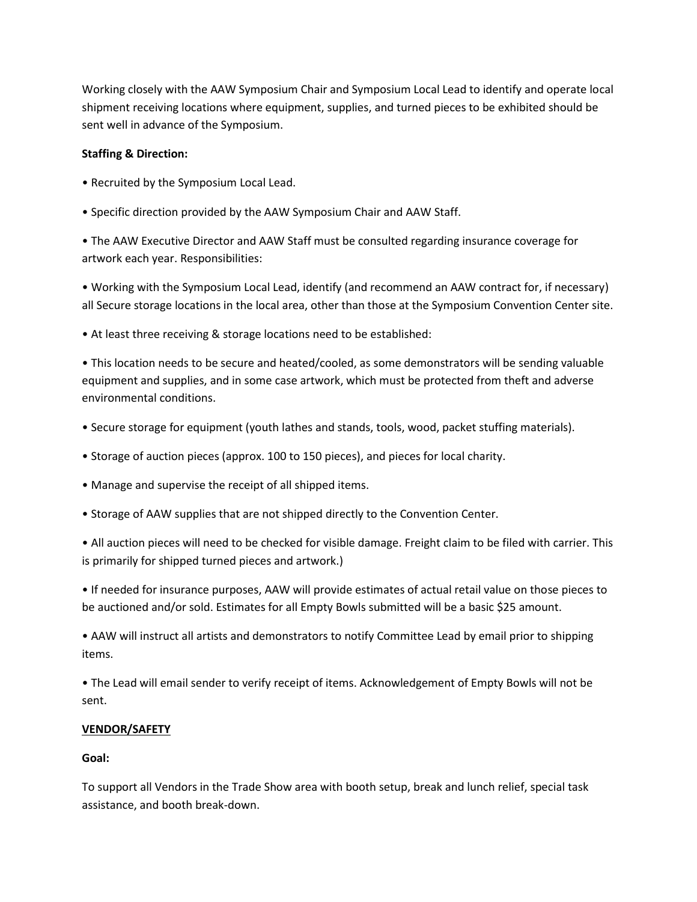Working closely with the AAW Symposium Chair and Symposium Local Lead to identify and operate local shipment receiving locations where equipment, supplies, and turned pieces to be exhibited should be sent well in advance of the Symposium.

**Staffing & Direction:**

- Recruited by the Symposium Local Lead.
- Specific direction provided by the AAW Symposium Chair and AAW Staff.
- The AAW Executive Director and AAW Staff must be consulted regarding insurance coverage for artwork each year. Responsibilities:
- Working with the Symposium Local Lead, identify (and recommend an AAW contract for, if necessary) all Secure storage locations in the local area, other than those at the Symposium Convention Center site.
- At least three receiving & storage locations need to be established:
- This location needs to be secure and heated/cooled, as some demonstrators will be sending valuable equipment and supplies, and in some case artwork, which must be protected from theft and adverse environmental conditions.
- Secure storage for equipment (youth lathes and stands, tools, wood, packet stuffing materials).
- Storage of auction pieces (approx. 100 to 150 pieces), and pieces for local charity.
- Manage and supervise the receipt of all shipped items.
- Storage of AAW supplies that are not shipped directly to the Convention Center.
- All auction pieces will need to be checked for visible damage. Freight claim to be filed with carrier. This is primarily for shipped turned pieces and artwork.)
- If needed for insurance purposes, AAW will provide estimates of actual retail value on those pieces to be auctioned and/or sold. Estimates for all Empty Bowls submitted will be a basic $25 amount.
- AAW will instruct all artists and demonstrators to notify Committee Lead by email prior to shipping items.
- The Lead will email sender to verify receipt of items. Acknowledgement of Empty Bowls will not be sent.

**VENDOR/SAFETY**

**Goal:**

To support all Vendors in the Trade Show area with booth setup, break and lunch relief, special task assistance, and booth break-down.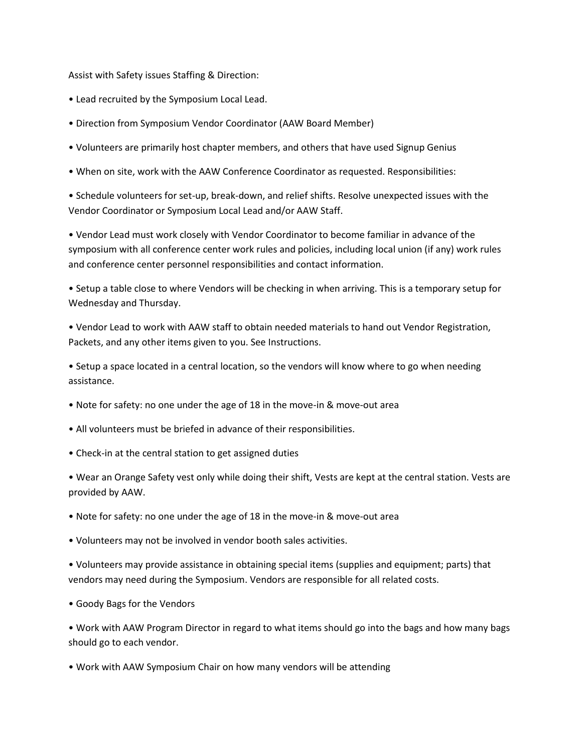Assist with Safety issues Staffing & Direction:

- Lead recruited by the Symposium Local Lead.
- Direction from Symposium Vendor Coordinator (AAW Board Member)
- Volunteers are primarily host chapter members, and others that have used Signup Genius
- When on site, work with the AAW Conference Coordinator as requested. Responsibilities:
- Schedule volunteers for set-up, break-down, and relief shifts. Resolve unexpected issues with the Vendor Coordinator or Symposium Local Lead and/or AAW Staff.
- Vendor Lead must work closely with Vendor Coordinator to become familiar in advance of the symposium with all conference center work rules and policies, including local union (if any) work rules and conference center personnel responsibilities and contact information.
- Setup a table close to where Vendors will be checking in when arriving. This is a temporary setup for Wednesday and Thursday.
- Vendor Lead to work with AAW staff to obtain needed materials to hand out Vendor Registration, Packets, and any other items given to you. See Instructions.
- Setup a space located in a central location, so the vendors will know where to go when needing assistance.
- Note for safety: no one under the age of 18 in the move-in & move-out area
- All volunteers must be briefed in advance of their responsibilities.
- Check-in at the central station to get assigned duties
- Wear an Orange Safety vest only while doing their shift, Vests are kept at the central station. Vests are provided by AAW.
- Note for safety: no one under the age of 18 in the move-in & move-out area
- Volunteers may not be involved in vendor booth sales activities.
- Volunteers may provide assistance in obtaining special items (supplies and equipment; parts) that vendors may need during the Symposium. Vendors are responsible for all related costs.
- Goody Bags for the Vendors
- Work with AAW Program Director in regard to what items should go into the bags and how many bags should go to each vendor.
- Work with AAW Symposium Chair on how many vendors will be attending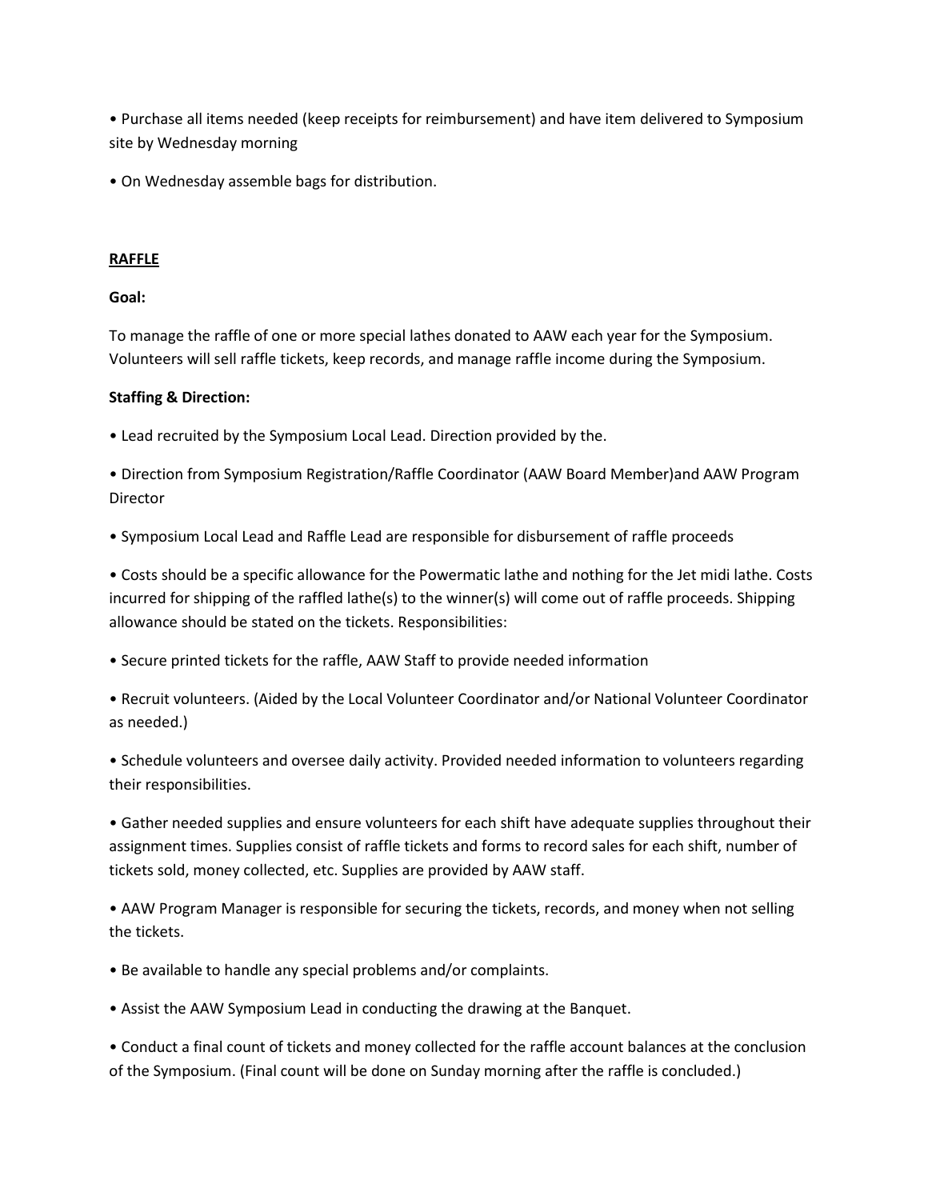• Purchase all items needed (keep receipts for reimbursement) and have item delivered to Symposium site by Wednesday morning

• On Wednesday assemble bags for distribution.

## RAFFLE

**Goal:**

To manage the raffle of one or more special lathes donated to AAW each year for the Symposium. Volunteers will sell raffle tickets, keep records, and manage raffle income during the Symposium.

**Staffing & Direction:**

• Lead recruited by the Symposium Local Lead. Direction provided by the.

• Direction from Symposium Registration/Raffle Coordinator (AAW Board Member)and AAW Program Director

• Symposium Local Lead and Raffle Lead are responsible for disbursement of raffle proceeds

• Costs should be a specific allowance for the Powermatic lathe and nothing for the Jet midi lathe. Costs incurred for shipping of the raffled lathe(s) to the winner(s) will come out of raffle proceeds. Shipping allowance should be stated on the tickets. Responsibilities:

• Secure printed tickets for the raffle, AAW Staff to provide needed information

• Recruit volunteers. (Aided by the Local Volunteer Coordinator and/or National Volunteer Coordinator as needed.)

• Schedule volunteers and oversee daily activity. Provided needed information to volunteers regarding their responsibilities.

• Gather needed supplies and ensure volunteers for each shift have adequate supplies throughout their assignment times. Supplies consist of raffle tickets and forms to record sales for each shift, number of tickets sold, money collected, etc. Supplies are provided by AAW staff.

• AAW Program Manager is responsible for securing the tickets, records, and money when not selling the tickets.

• Be available to handle any special problems and/or complaints.

• Assist the AAW Symposium Lead in conducting the drawing at the Banquet.

• Conduct a final count of tickets and money collected for the raffle account balances at the conclusion of the Symposium. (Final count will be done on Sunday morning after the raffle is concluded.)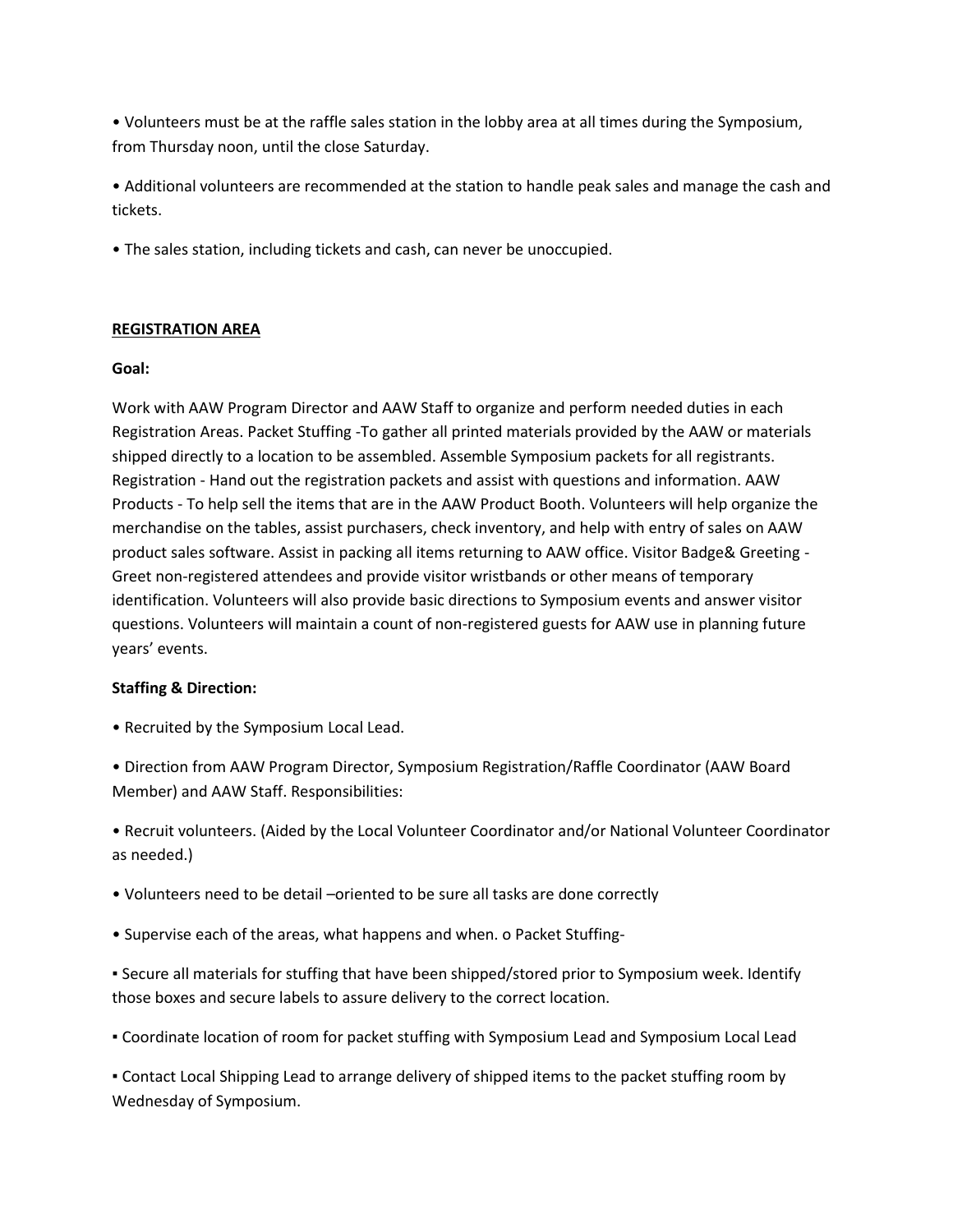- Volunteers must be at the raffle sales station in the lobby area at all times during the Symposium, from Thursday noon, until the close Saturday.
- Additional volunteers are recommended at the station to handle peak sales and manage the cash and tickets.
- The sales station, including tickets and cash, can never be unoccupied.

**REGISTRATION AREA**

**Goal:**

Work with AAW Program Director and AAW Staff to organize and perform needed duties in each Registration Areas. Packet Stuffing -To gather all printed materials provided by the AAW or materials shipped directly to a location to be assembled. Assemble Symposium packets for all registrants. Registration - Hand out the registration packets and assist with questions and information. AAW Products - To help sell the items that are in the AAW Product Booth. Volunteers will help organize the merchandise on the tables, assist purchasers, check inventory, and help with entry of sales on AAW product sales software. Assist in packing all items returning to AAW office. Visitor Badge& Greeting - Greet non-registered attendees and provide visitor wristbands or other means of temporary identification. Volunteers will also provide basic directions to Symposium events and answer visitor questions. Volunteers will maintain a count of non-registered guests for AAW use in planning future years' events.

**Staffing & Direction:**

- Recruited by the Symposium Local Lead.
- Direction from AAW Program Director, Symposium Registration/Raffle Coordinator (AAW Board Member) and AAW Staff. Responsibilities:
- Recruit volunteers. (Aided by the Local Volunteer Coordinator and/or National Volunteer Coordinator as needed.)
- Volunteers need to be detail –oriented to be sure all tasks are done correctly
- Supervise each of the areas, what happens and when. o Packet Stuffing-
  - Secure all materials for stuffing that have been shipped/stored prior to Symposium week. Identify those boxes and secure labels to assure delivery to the correct location.
  - Coordinate location of room for packet stuffing with Symposium Lead and Symposium Local Lead
  - Contact Local Shipping Lead to arrange delivery of shipped items to the packet stuffing room by Wednesday of Symposium.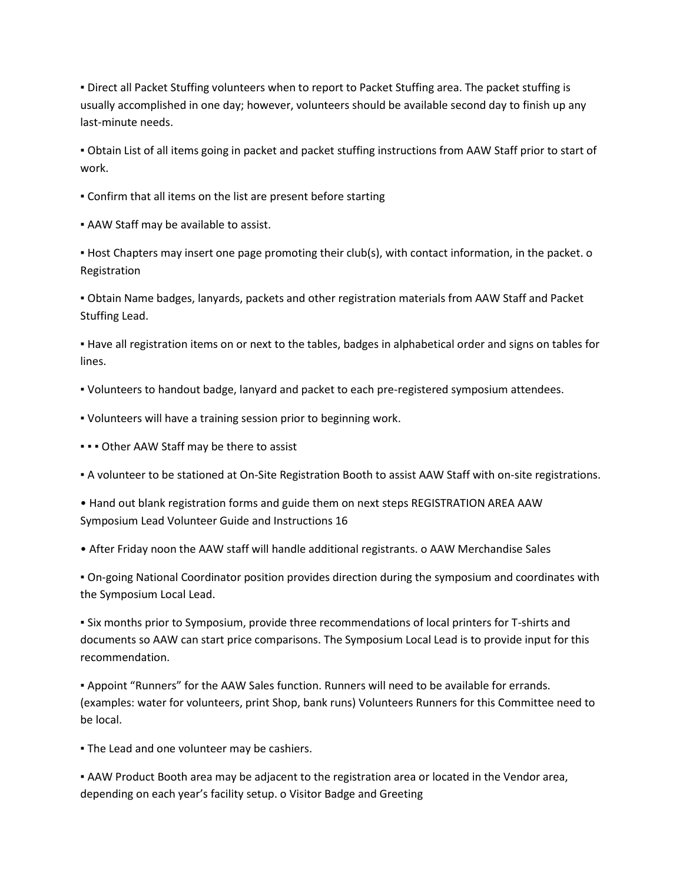▪ Direct all Packet Stuffing volunteers when to report to Packet Stuffing area. The packet stuffing is usually accomplished in one day; however, volunteers should be available second day to finish up any last-minute needs.

▪ Obtain List of all items going in packet and packet stuffing instructions from AAW Staff prior to start of work.

▪ Confirm that all items on the list are present before starting

▪ AAW Staff may be available to assist.

▪ Host Chapters may insert one page promoting their club(s), with contact information, in the packet. o Registration

▪ Obtain Name badges, lanyards, packets and other registration materials from AAW Staff and Packet Stuffing Lead.

▪ Have all registration items on or next to the tables, badges in alphabetical order and signs on tables for lines.

▪ Volunteers to handout badge, lanyard and packet to each pre-registered symposium attendees.

▪ Volunteers will have a training session prior to beginning work.

▪ ▪ ▪ Other AAW Staff may be there to assist

▪ A volunteer to be stationed at On-Site Registration Booth to assist AAW Staff with on-site registrations.

• Hand out blank registration forms and guide them on next steps REGISTRATION AREA AAW Symposium Lead Volunteer Guide and Instructions 16

• After Friday noon the AAW staff will handle additional registrants. o AAW Merchandise Sales

▪ On-going National Coordinator position provides direction during the symposium and coordinates with the Symposium Local Lead.

▪ Six months prior to Symposium, provide three recommendations of local printers for T-shirts and documents so AAW can start price comparisons. The Symposium Local Lead is to provide input for this recommendation.

▪ Appoint "Runners" for the AAW Sales function. Runners will need to be available for errands. (examples: water for volunteers, print Shop, bank runs) Volunteers Runners for this Committee need to be local.

▪ The Lead and one volunteer may be cashiers.

▪ AAW Product Booth area may be adjacent to the registration area or located in the Vendor area, depending on each year's facility setup. o Visitor Badge and Greeting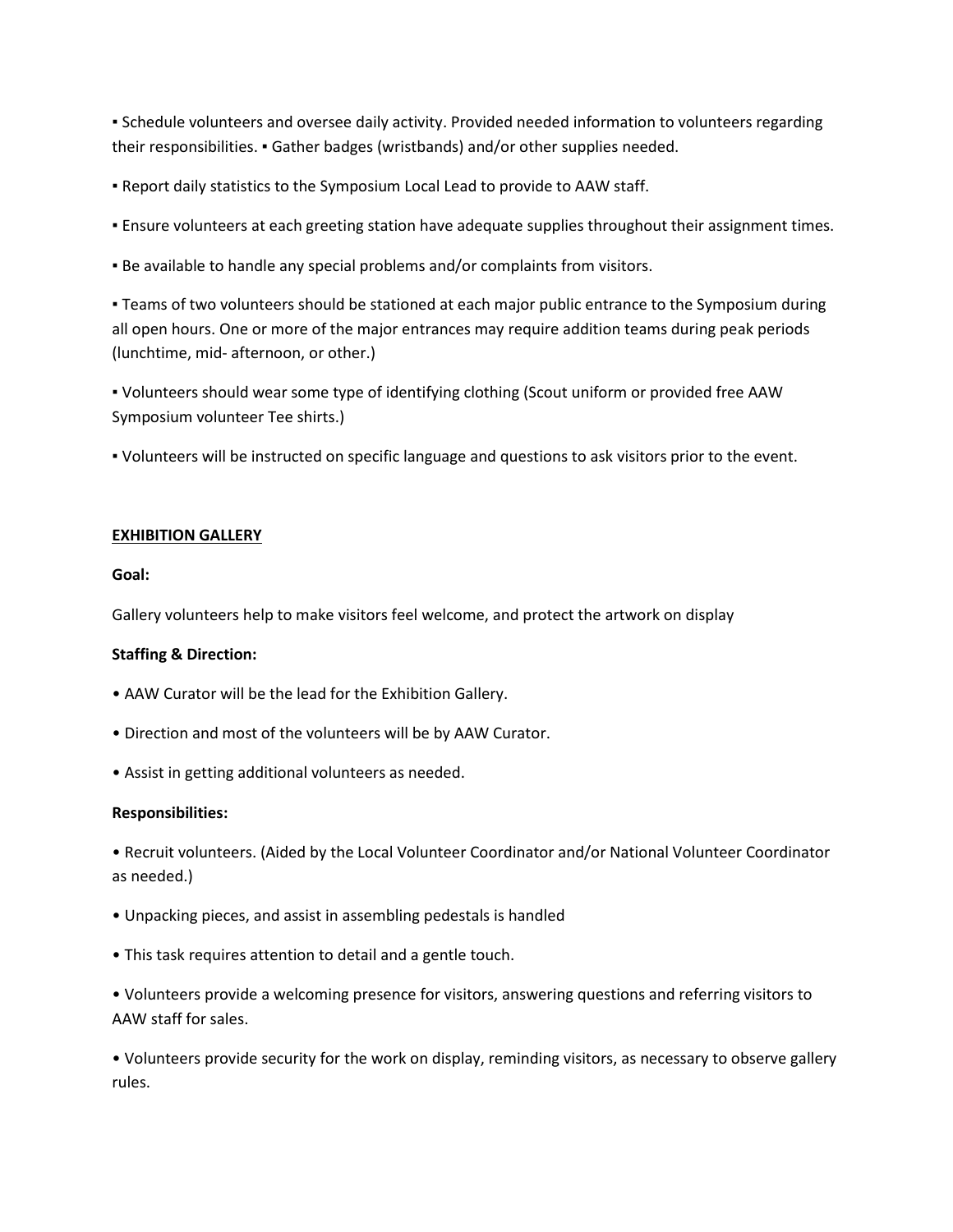▪ Schedule volunteers and oversee daily activity. Provided needed information to volunteers regarding their responsibilities. ▪ Gather badges (wristbands) and/or other supplies needed.

▪ Report daily statistics to the Symposium Local Lead to provide to AAW staff.

▪ Ensure volunteers at each greeting station have adequate supplies throughout their assignment times.

▪ Be available to handle any special problems and/or complaints from visitors.

▪ Teams of two volunteers should be stationed at each major public entrance to the Symposium during all open hours. One or more of the major entrances may require addition teams during peak periods (lunchtime, mid- afternoon, or other.)

▪ Volunteers should wear some type of identifying clothing (Scout uniform or provided free AAW Symposium volunteer Tee shirts.)

▪ Volunteers will be instructed on specific language and questions to ask visitors prior to the event.

## EXHIBITION GALLERY

**Goal:**

Gallery volunteers help to make visitors feel welcome, and protect the artwork on display

**Staffing & Direction:**

- AAW Curator will be the lead for the Exhibition Gallery.
- Direction and most of the volunteers will be by AAW Curator.
- Assist in getting additional volunteers as needed.

**Responsibilities:**

- Recruit volunteers. (Aided by the Local Volunteer Coordinator and/or National Volunteer Coordinator as needed.)
- Unpacking pieces, and assist in assembling pedestals is handled
- This task requires attention to detail and a gentle touch.
- Volunteers provide a welcoming presence for visitors, answering questions and referring visitors to AAW staff for sales.
- Volunteers provide security for the work on display, reminding visitors, as necessary to observe gallery rules.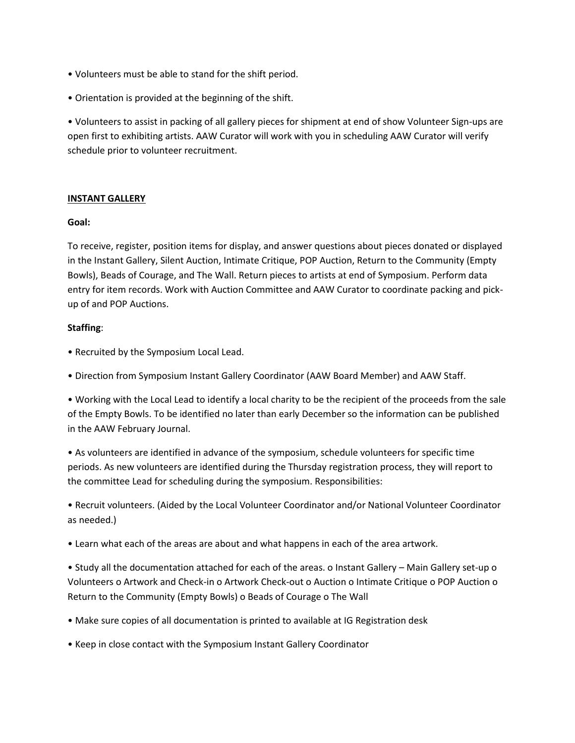• Volunteers must be able to stand for the shift period.

• Orientation is provided at the beginning of the shift.

• Volunteers to assist in packing of all gallery pieces for shipment at end of show Volunteer Sign-ups are open first to exhibiting artists. AAW Curator will work with you in scheduling AAW Curator will verify schedule prior to volunteer recruitment.

<u>**INSTANT GALLERY**</u>

**Goal:**

To receive, register, position items for display, and answer questions about pieces donated or displayed in the Instant Gallery, Silent Auction, Intimate Critique, POP Auction, Return to the Community (Empty Bowls), Beads of Courage, and The Wall. Return pieces to artists at end of Symposium. Perform data entry for item records. Work with Auction Committee and AAW Curator to coordinate packing and pick-up of and POP Auctions.

**Staffing**:

• Recruited by the Symposium Local Lead.

• Direction from Symposium Instant Gallery Coordinator (AAW Board Member) and AAW Staff.

• Working with the Local Lead to identify a local charity to be the recipient of the proceeds from the sale of the Empty Bowls. To be identified no later than early December so the information can be published in the AAW February Journal.

• As volunteers are identified in advance of the symposium, schedule volunteers for specific time periods. As new volunteers are identified during the Thursday registration process, they will report to the committee Lead for scheduling during the symposium. Responsibilities:

• Recruit volunteers. (Aided by the Local Volunteer Coordinator and/or National Volunteer Coordinator as needed.)

• Learn what each of the areas are about and what happens in each of the area artwork.

• Study all the documentation attached for each of the areas. o Instant Gallery – Main Gallery set-up o Volunteers o Artwork and Check-in o Artwork Check-out o Auction o Intimate Critique o POP Auction o Return to the Community (Empty Bowls) o Beads of Courage o The Wall

• Make sure copies of all documentation is printed to available at IG Registration desk

• Keep in close contact with the Symposium Instant Gallery Coordinator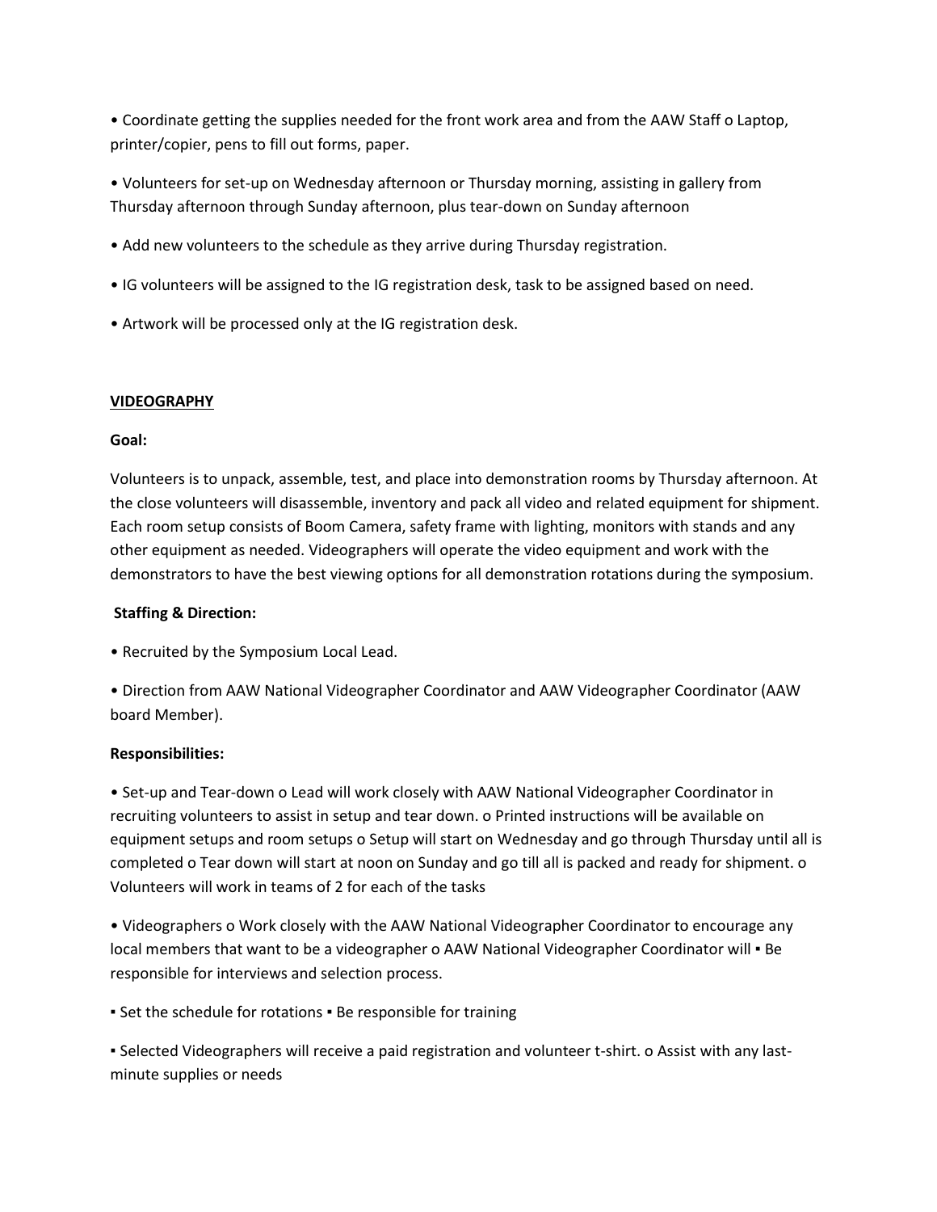• Coordinate getting the supplies needed for the front work area and from the AAW Staff o Laptop, printer/copier, pens to fill out forms, paper.

• Volunteers for set-up on Wednesday afternoon or Thursday morning, assisting in gallery from Thursday afternoon through Sunday afternoon, plus tear-down on Sunday afternoon

• Add new volunteers to the schedule as they arrive during Thursday registration.

• IG volunteers will be assigned to the IG registration desk, task to be assigned based on need.

• Artwork will be processed only at the IG registration desk.

**VIDEOGRAPHY**

**Goal:**

Volunteers is to unpack, assemble, test, and place into demonstration rooms by Thursday afternoon. At the close volunteers will disassemble, inventory and pack all video and related equipment for shipment. Each room setup consists of Boom Camera, safety frame with lighting, monitors with stands and any other equipment as needed. Videographers will operate the video equipment and work with the demonstrators to have the best viewing options for all demonstration rotations during the symposium.

**Staffing & Direction:**

• Recruited by the Symposium Local Lead.

• Direction from AAW National Videographer Coordinator and AAW Videographer Coordinator (AAW board Member).

**Responsibilities:**

• Set-up and Tear-down o Lead will work closely with AAW National Videographer Coordinator in recruiting volunteers to assist in setup and tear down. o Printed instructions will be available on equipment setups and room setups o Setup will start on Wednesday and go through Thursday until all is completed o Tear down will start at noon on Sunday and go till all is packed and ready for shipment. o Volunteers will work in teams of 2 for each of the tasks

• Videographers o Work closely with the AAW National Videographer Coordinator to encourage any local members that want to be a videographer o AAW National Videographer Coordinator will ▪ Be responsible for interviews and selection process.

▪ Set the schedule for rotations ▪ Be responsible for training

▪ Selected Videographers will receive a paid registration and volunteer t-shirt. o Assist with any last-minute supplies or needs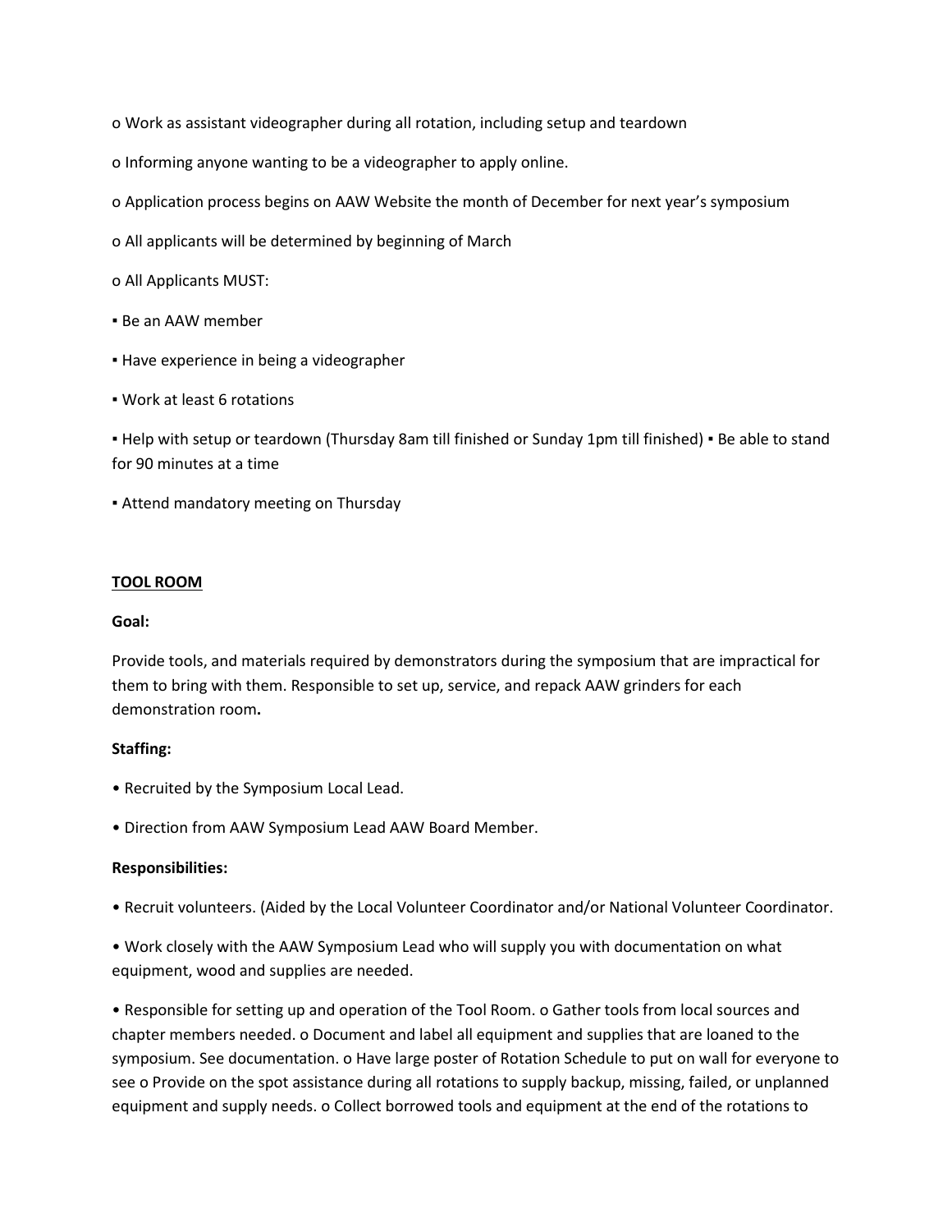o Work as assistant videographer during all rotation, including setup and teardown

o Informing anyone wanting to be a videographer to apply online.

o Application process begins on AAW Website the month of December for next year's symposium

o All applicants will be determined by beginning of March

o All Applicants MUST:

▪ Be an AAW member

▪ Have experience in being a videographer

▪ Work at least 6 rotations

▪ Help with setup or teardown (Thursday 8am till finished or Sunday 1pm till finished) ▪ Be able to stand for 90 minutes at a time

▪ Attend mandatory meeting on Thursday

**TOOL ROOM**

**Goal:**

Provide tools, and materials required by demonstrators during the symposium that are impractical for them to bring with them. Responsible to set up, service, and repack AAW grinders for each demonstration room**.**

**Staffing:**

• Recruited by the Symposium Local Lead.

• Direction from AAW Symposium Lead AAW Board Member.

**Responsibilities:**

• Recruit volunteers. (Aided by the Local Volunteer Coordinator and/or National Volunteer Coordinator.

• Work closely with the AAW Symposium Lead who will supply you with documentation on what equipment, wood and supplies are needed.

• Responsible for setting up and operation of the Tool Room. o Gather tools from local sources and chapter members needed. o Document and label all equipment and supplies that are loaned to the symposium. See documentation. o Have large poster of Rotation Schedule to put on wall for everyone to see o Provide on the spot assistance during all rotations to supply backup, missing, failed, or unplanned equipment and supply needs. o Collect borrowed tools and equipment at the end of the rotations to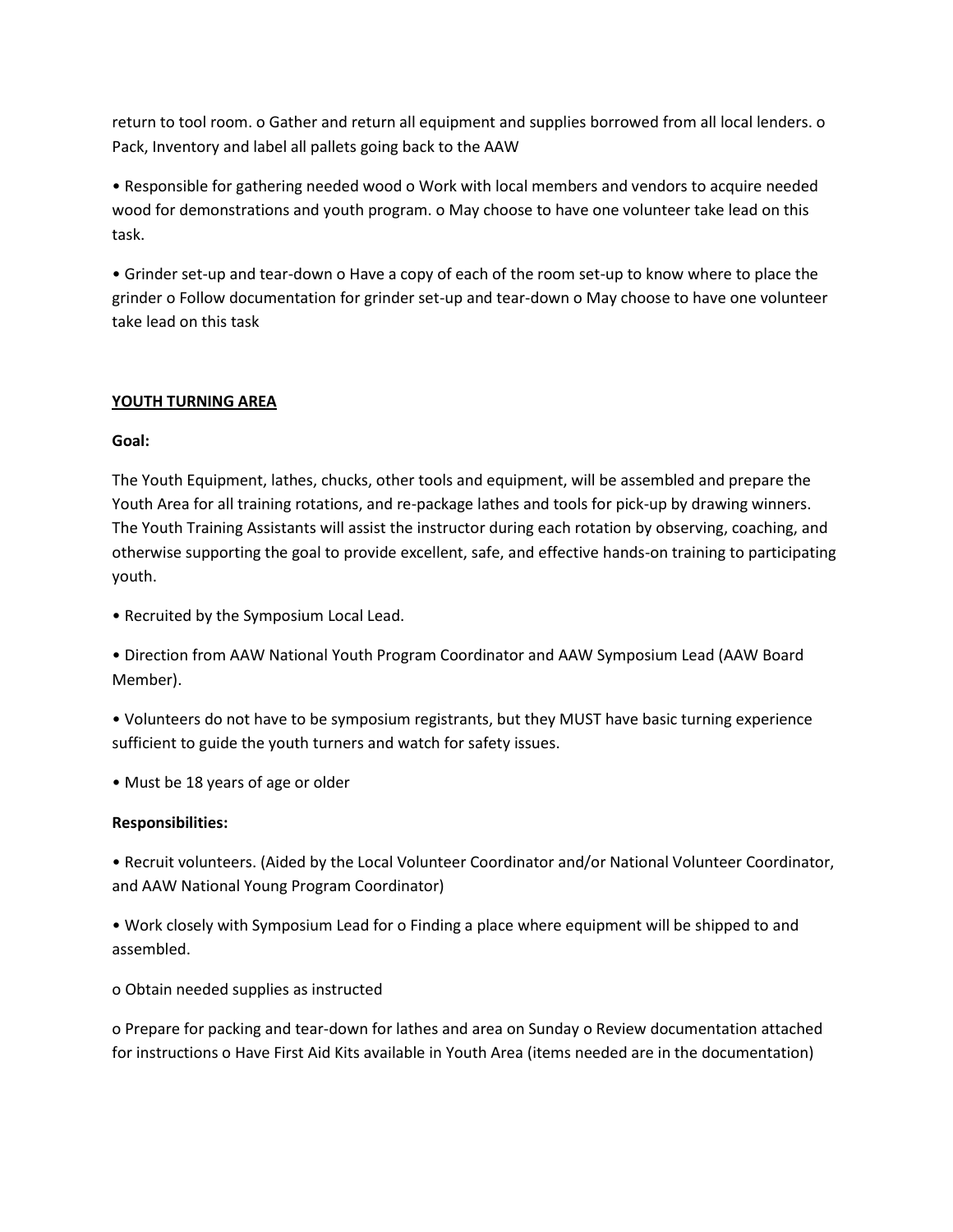return to tool room. o Gather and return all equipment and supplies borrowed from all local lenders. o Pack, Inventory and label all pallets going back to the AAW

• Responsible for gathering needed wood o Work with local members and vendors to acquire needed wood for demonstrations and youth program. o May choose to have one volunteer take lead on this task.

• Grinder set-up and tear-down o Have a copy of each of the room set-up to know where to place the grinder o Follow documentation for grinder set-up and tear-down o May choose to have one volunteer take lead on this task

## YOUTH TURNING AREA

**Goal:**

The Youth Equipment, lathes, chucks, other tools and equipment, will be assembled and prepare the Youth Area for all training rotations, and re-package lathes and tools for pick-up by drawing winners. The Youth Training Assistants will assist the instructor during each rotation by observing, coaching, and otherwise supporting the goal to provide excellent, safe, and effective hands-on training to participating youth.

• Recruited by the Symposium Local Lead.

• Direction from AAW National Youth Program Coordinator and AAW Symposium Lead (AAW Board Member).

• Volunteers do not have to be symposium registrants, but they MUST have basic turning experience sufficient to guide the youth turners and watch for safety issues.

• Must be 18 years of age or older

**Responsibilities:**

• Recruit volunteers. (Aided by the Local Volunteer Coordinator and/or National Volunteer Coordinator, and AAW National Young Program Coordinator)

• Work closely with Symposium Lead for o Finding a place where equipment will be shipped to and assembled.

o Obtain needed supplies as instructed

o Prepare for packing and tear-down for lathes and area on Sunday o Review documentation attached for instructions o Have First Aid Kits available in Youth Area (items needed are in the documentation)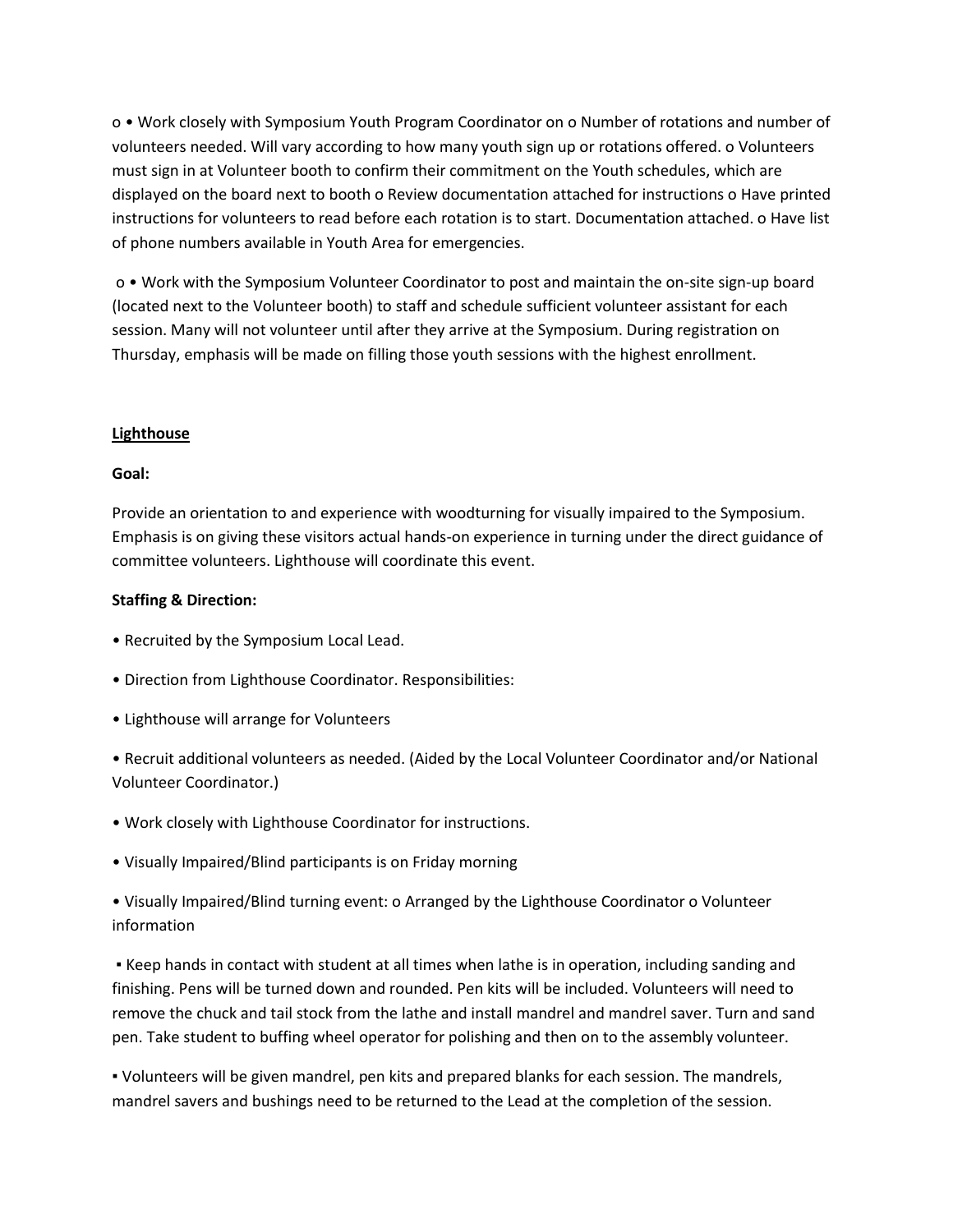o • Work closely with Symposium Youth Program Coordinator on o Number of rotations and number of volunteers needed. Will vary according to how many youth sign up or rotations offered. o Volunteers must sign in at Volunteer booth to confirm their commitment on the Youth schedules, which are displayed on the board next to booth o Review documentation attached for instructions o Have printed instructions for volunteers to read before each rotation is to start. Documentation attached. o Have list of phone numbers available in Youth Area for emergencies.

o • Work with the Symposium Volunteer Coordinator to post and maintain the on-site sign-up board (located next to the Volunteer booth) to staff and schedule sufficient volunteer assistant for each session. Many will not volunteer until after they arrive at the Symposium. During registration on Thursday, emphasis will be made on filling those youth sessions with the highest enrollment.

## Lighthouse

**Goal:**

Provide an orientation to and experience with woodturning for visually impaired to the Symposium. Emphasis is on giving these visitors actual hands-on experience in turning under the direct guidance of committee volunteers. Lighthouse will coordinate this event.

**Staffing & Direction:**

- Recruited by the Symposium Local Lead.
- Direction from Lighthouse Coordinator. Responsibilities:
- Lighthouse will arrange for Volunteers
- Recruit additional volunteers as needed. (Aided by the Local Volunteer Coordinator and/or National Volunteer Coordinator.)
- Work closely with Lighthouse Coordinator for instructions.
- Visually Impaired/Blind participants is on Friday morning
- Visually Impaired/Blind turning event: o Arranged by the Lighthouse Coordinator o Volunteer information

▪ Keep hands in contact with student at all times when lathe is in operation, including sanding and finishing. Pens will be turned down and rounded. Pen kits will be included. Volunteers will need to remove the chuck and tail stock from the lathe and install mandrel and mandrel saver. Turn and sand pen. Take student to buffing wheel operator for polishing and then on to the assembly volunteer.

▪ Volunteers will be given mandrel, pen kits and prepared blanks for each session. The mandrels, mandrel savers and bushings need to be returned to the Lead at the completion of the session.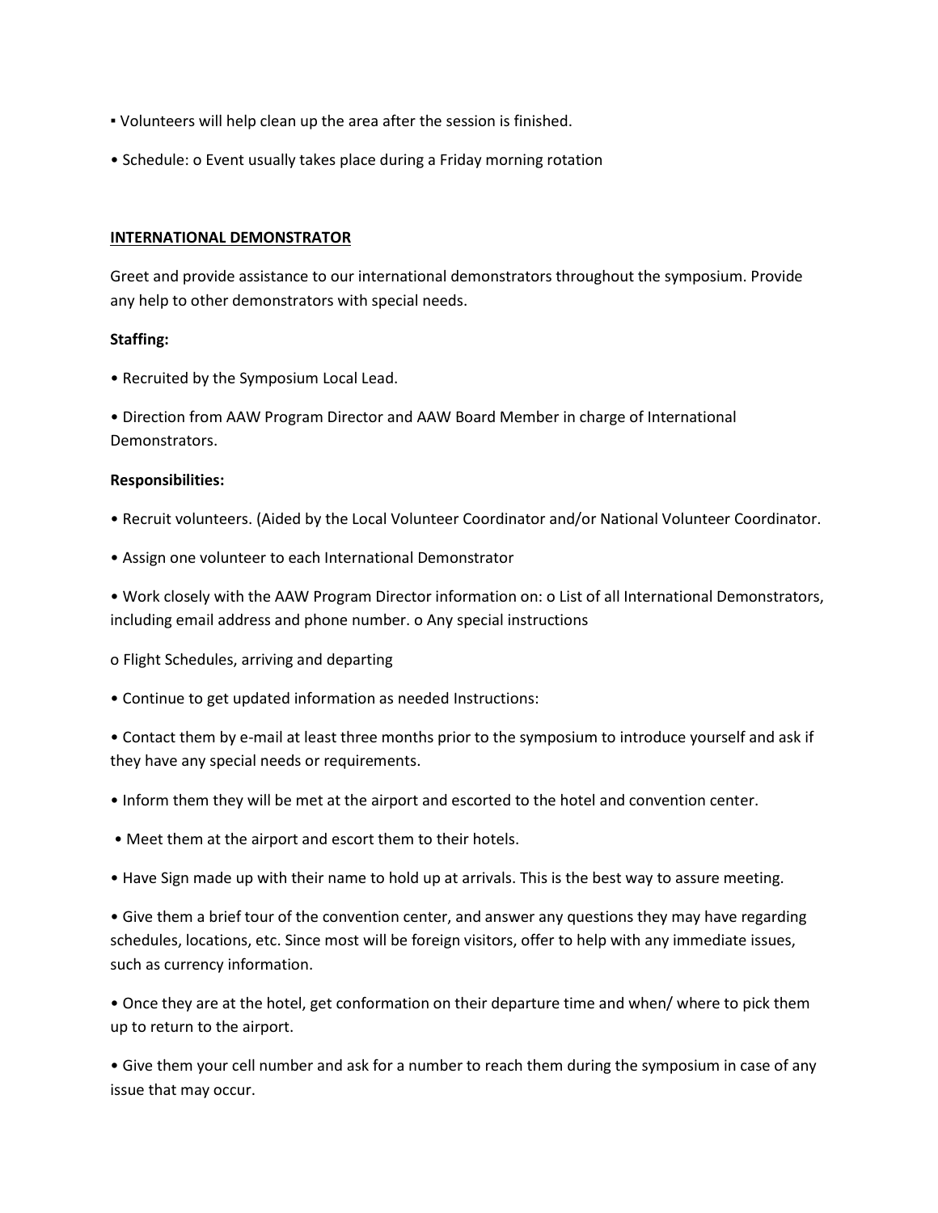▪ Volunteers will help clean up the area after the session is finished.

• Schedule: o Event usually takes place during a Friday morning rotation

**INTERNATIONAL DEMONSTRATOR**

Greet and provide assistance to our international demonstrators throughout the symposium. Provide any help to other demonstrators with special needs.

**Staffing:**

• Recruited by the Symposium Local Lead.

• Direction from AAW Program Director and AAW Board Member in charge of International Demonstrators.

**Responsibilities:**

• Recruit volunteers. (Aided by the Local Volunteer Coordinator and/or National Volunteer Coordinator.

• Assign one volunteer to each International Demonstrator

• Work closely with the AAW Program Director information on: o List of all International Demonstrators, including email address and phone number. o Any special instructions

o Flight Schedules, arriving and departing

• Continue to get updated information as needed Instructions:

• Contact them by e-mail at least three months prior to the symposium to introduce yourself and ask if they have any special needs or requirements.

• Inform them they will be met at the airport and escorted to the hotel and convention center.

• Meet them at the airport and escort them to their hotels.

• Have Sign made up with their name to hold up at arrivals. This is the best way to assure meeting.

• Give them a brief tour of the convention center, and answer any questions they may have regarding schedules, locations, etc. Since most will be foreign visitors, offer to help with any immediate issues, such as currency information.

• Once they are at the hotel, get conformation on their departure time and when/ where to pick them up to return to the airport.

• Give them your cell number and ask for a number to reach them during the symposium in case of any issue that may occur.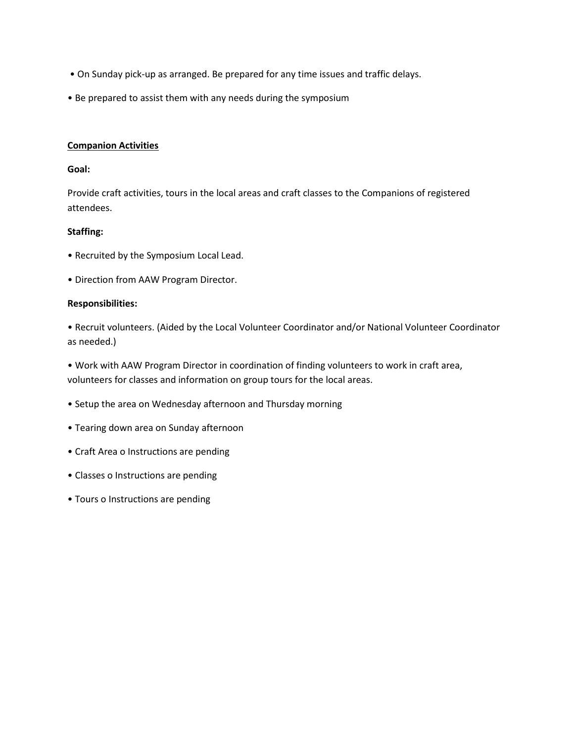- On Sunday pick-up as arranged. Be prepared for any time issues and traffic delays.
- Be prepared to assist them with any needs during the symposium

**<u>Companion Activities</u>**

**Goal:**

Provide craft activities, tours in the local areas and craft classes to the Companions of registered attendees.

**Staffing:**

- Recruited by the Symposium Local Lead.
- Direction from AAW Program Director.

**Responsibilities:**

- Recruit volunteers. (Aided by the Local Volunteer Coordinator and/or National Volunteer Coordinator as needed.)
- Work with AAW Program Director in coordination of finding volunteers to work in craft area, volunteers for classes and information on group tours for the local areas.
- Setup the area on Wednesday afternoon and Thursday morning
- Tearing down area on Sunday afternoon
- Craft Area o Instructions are pending
- Classes o Instructions are pending
- Tours o Instructions are pending